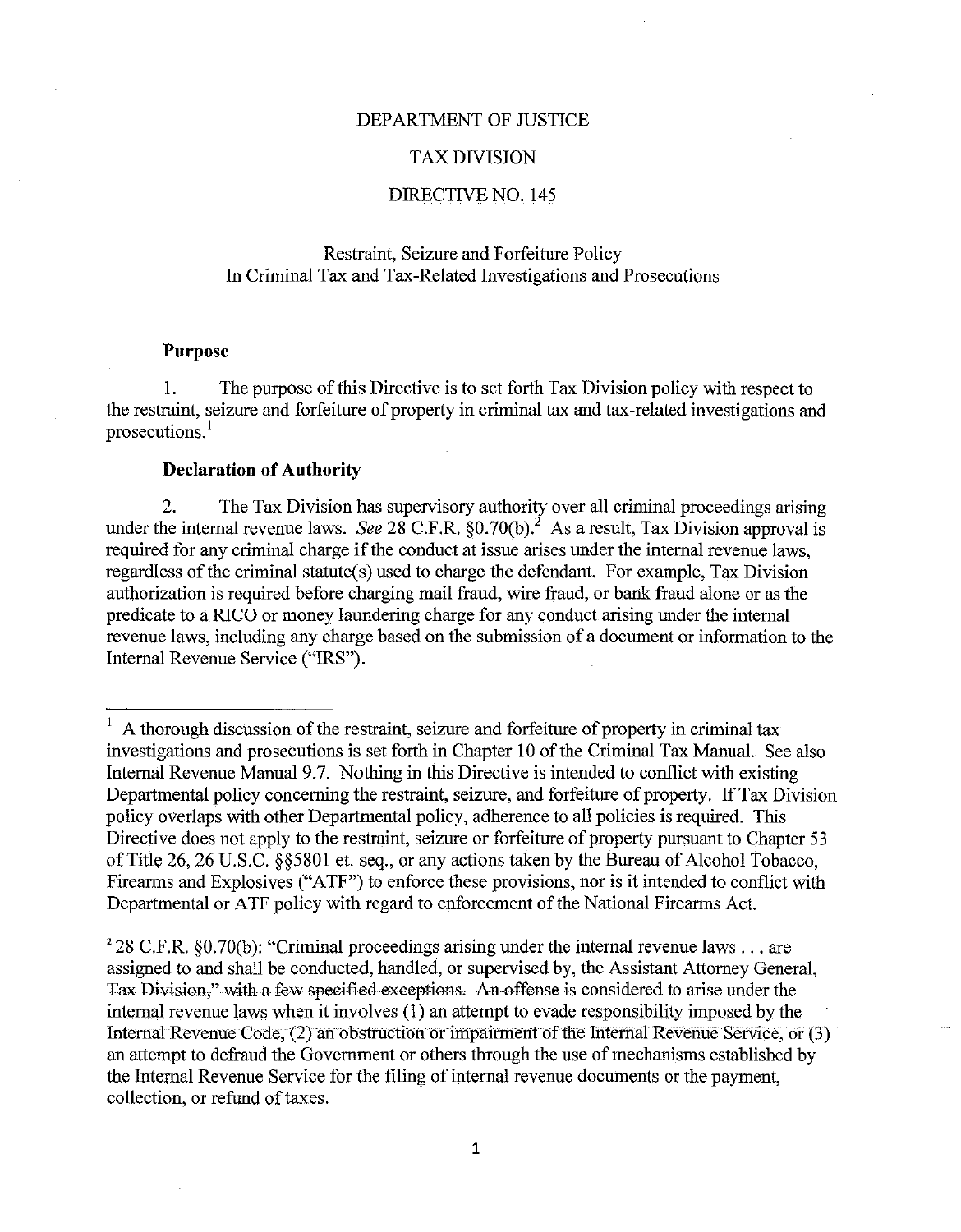DEPARTMENT OF JUSTICE

TAX DIVISION

DIRECTIVE NO. 145

Restraint, Seizure and Forfeiture Policy
In Criminal Tax and Tax-Related Investigations and Prosecutions

**Purpose**

1. The purpose of this Directive is to set forth Tax Division policy with respect to the restraint, seizure and forfeiture of property in criminal tax and tax-related investigations and prosecutions.[1]

**Declaration of Authority**

2. The Tax Division has supervisory authority over all criminal proceedings arising under the internal revenue laws. *See* 28 C.F.R. §0.70(b).[2] As a result, Tax Division approval is required for any criminal charge if the conduct at issue arises under the internal revenue laws, regardless of the criminal statute(s) used to charge the defendant. For example, Tax Division authorization is required before charging mail fraud, wire fraud, or bank fraud alone or as the predicate to a RICO or money laundering charge for any conduct arising under the internal revenue laws, including any charge based on the submission of a document or information to the Internal Revenue Service ("IRS").

---

[1] A thorough discussion of the restraint, seizure and forfeiture of property in criminal tax investigations and prosecutions is set forth in Chapter 10 of the Criminal Tax Manual. See also Internal Revenue Manual 9.7. Nothing in this Directive is intended to conflict with existing Departmental policy concerning the restraint, seizure, and forfeiture of property. If Tax Division policy overlaps with other Departmental policy, adherence to all policies is required. This Directive does not apply to the restraint, seizure or forfeiture of property pursuant to Chapter 53 of Title 26, 26 U.S.C. §§5801 et. seq., or any actions taken by the Bureau of Alcohol Tobacco, Firearms and Explosives ("ATF") to enforce these provisions, nor is it intended to conflict with Departmental or ATF policy with regard to enforcement of the National Firearms Act.

[2] 28 C.F.R. §0.70(b): "Criminal proceedings arising under the internal revenue laws . . . are assigned to and shall be conducted, handled, or supervised by, the Assistant Attorney General, Tax Division," with a few specified exceptions. An offense is considered to arise under the internal revenue laws when it involves (1) an attempt to evade responsibility imposed by the Internal Revenue Code, (2) an obstruction or impairment of the Internal Revenue Service, or (3) an attempt to defraud the Government or others through the use of mechanisms established by the Internal Revenue Service for the filing of internal revenue documents or the payment, collection, or refund of taxes.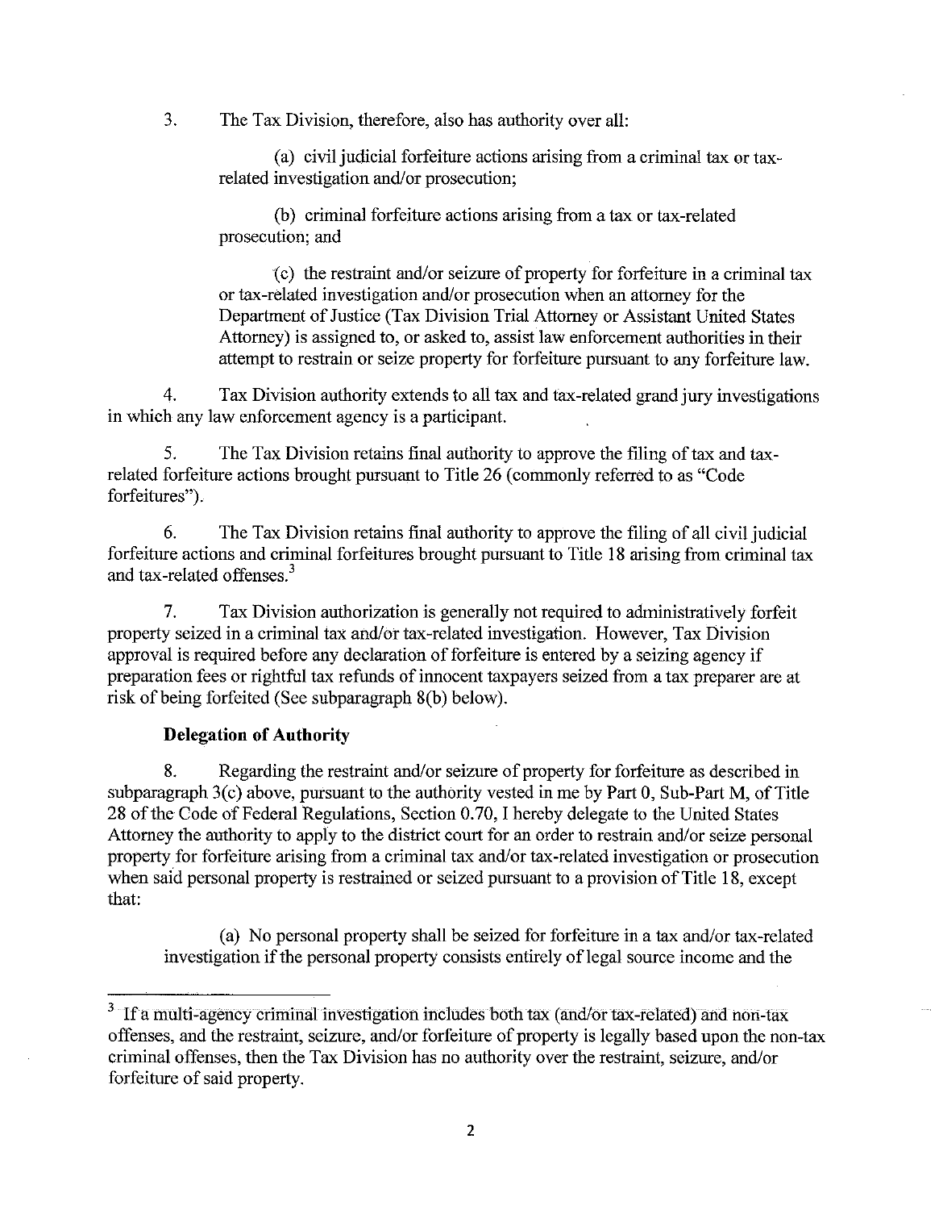3. The Tax Division, therefore, also has authority over all:

(a) civil judicial forfeiture actions arising from a criminal tax or tax-related investigation and/or prosecution;

(b) criminal forfeiture actions arising from a tax or tax-related prosecution; and

(c) the restraint and/or seizure of property for forfeiture in a criminal tax or tax-related investigation and/or prosecution when an attorney for the Department of Justice (Tax Division Trial Attorney or Assistant United States Attorney) is assigned to, or asked to, assist law enforcement authorities in their attempt to restrain or seize property for forfeiture pursuant to any forfeiture law.

4. Tax Division authority extends to all tax and tax-related grand jury investigations in which any law enforcement agency is a participant.

5. The Tax Division retains final authority to approve the filing of tax and tax-related forfeiture actions brought pursuant to Title 26 (commonly referred to as "Code forfeitures").

6. The Tax Division retains final authority to approve the filing of all civil judicial forfeiture actions and criminal forfeitures brought pursuant to Title 18 arising from criminal tax and tax-related offenses.[3]

7. Tax Division authorization is generally not required to administratively forfeit property seized in a criminal tax and/or tax-related investigation. However, Tax Division approval is required before any declaration of forfeiture is entered by a seizing agency if preparation fees or rightful tax refunds of innocent taxpayers seized from a tax preparer are at risk of being forfeited (See subparagraph 8(b) below).

**Delegation of Authority**

8. Regarding the restraint and/or seizure of property for forfeiture as described in subparagraph 3(c) above, pursuant to the authority vested in me by Part 0, Sub-Part M, of Title 28 of the Code of Federal Regulations, Section 0.70, I hereby delegate to the United States Attorney the authority to apply to the district court for an order to restrain and/or seize personal property for forfeiture arising from a criminal tax and/or tax-related investigation or prosecution when said personal property is restrained or seized pursuant to a provision of Title 18, except that:

(a) No personal property shall be seized for forfeiture in a tax and/or tax-related investigation if the personal property consists entirely of legal source income and the

---

[3] If a multi-agency criminal investigation includes both tax (and/or tax-related) and non-tax offenses, and the restraint, seizure, and/or forfeiture of property is legally based upon the non-tax criminal offenses, then the Tax Division has no authority over the restraint, seizure, and/or forfeiture of said property.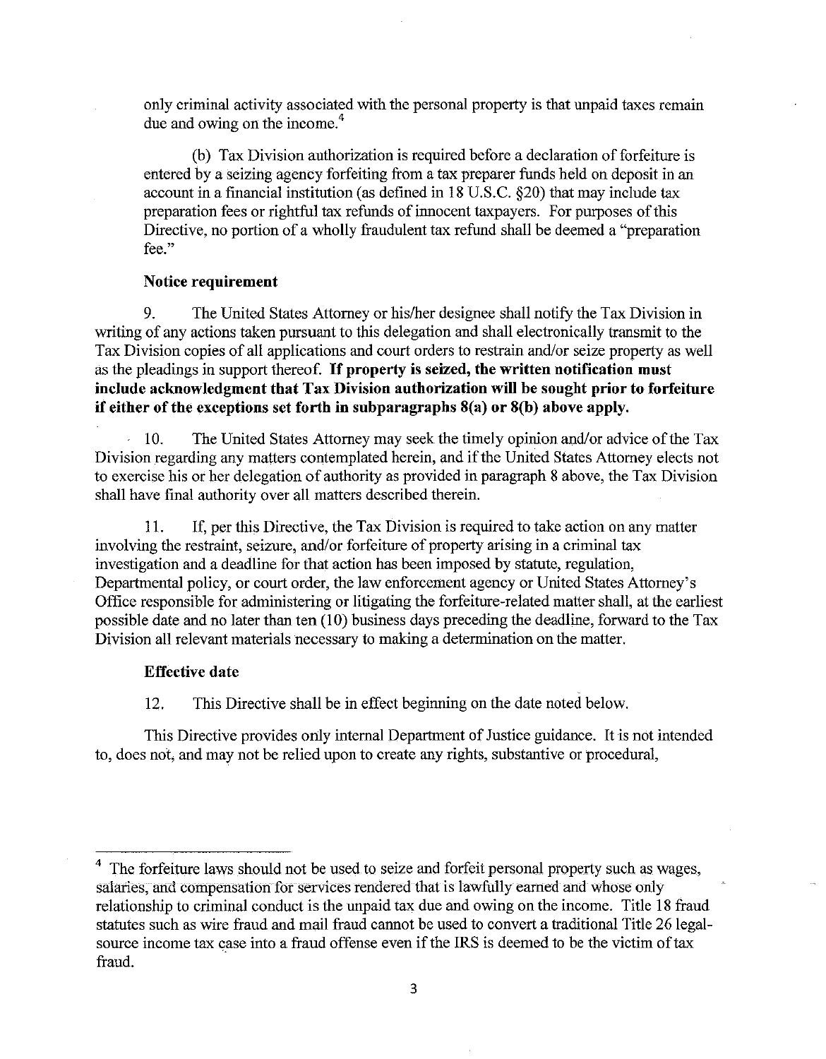only criminal activity associated with the personal property is that unpaid taxes remain due and owing on the income.[4]

(b) Tax Division authorization is required before a declaration of forfeiture is entered by a seizing agency forfeiting from a tax preparer funds held on deposit in an account in a financial institution (as defined in 18 U.S.C. §20) that may include tax preparation fees or rightful tax refunds of innocent taxpayers. For purposes of this Directive, no portion of a wholly fraudulent tax refund shall be deemed a "preparation fee."

**Notice requirement**

9. The United States Attorney or his/her designee shall notify the Tax Division in writing of any actions taken pursuant to this delegation and shall electronically transmit to the Tax Division copies of all applications and court orders to restrain and/or seize property as well as the pleadings in support thereof. **If property is seized, the written notification must include acknowledgment that Tax Division authorization will be sought prior to forfeiture if either of the exceptions set forth in subparagraphs 8(a) or 8(b) above apply.**

10. The United States Attorney may seek the timely opinion and/or advice of the Tax Division regarding any matters contemplated herein, and if the United States Attorney elects not to exercise his or her delegation of authority as provided in paragraph 8 above, the Tax Division shall have final authority over all matters described therein.

11. If, per this Directive, the Tax Division is required to take action on any matter involving the restraint, seizure, and/or forfeiture of property arising in a criminal tax investigation and a deadline for that action has been imposed by statute, regulation, Departmental policy, or court order, the law enforcement agency or United States Attorney's Office responsible for administering or litigating the forfeiture-related matter shall, at the earliest possible date and no later than ten (10) business days preceding the deadline, forward to the Tax Division all relevant materials necessary to making a determination on the matter.

**Effective date**

12. This Directive shall be in effect beginning on the date noted below.

This Directive provides only internal Department of Justice guidance. It is not intended to, does not, and may not be relied upon to create any rights, substantive or procedural,

---

[4] The forfeiture laws should not be used to seize and forfeit personal property such as wages, salaries, and compensation for services rendered that is lawfully earned and whose only relationship to criminal conduct is the unpaid tax due and owing on the income. Title 18 fraud statutes such as wire fraud and mail fraud cannot be used to convert a traditional Title 26 legal-source income tax case into a fraud offense even if the IRS is deemed to be the victim of tax fraud.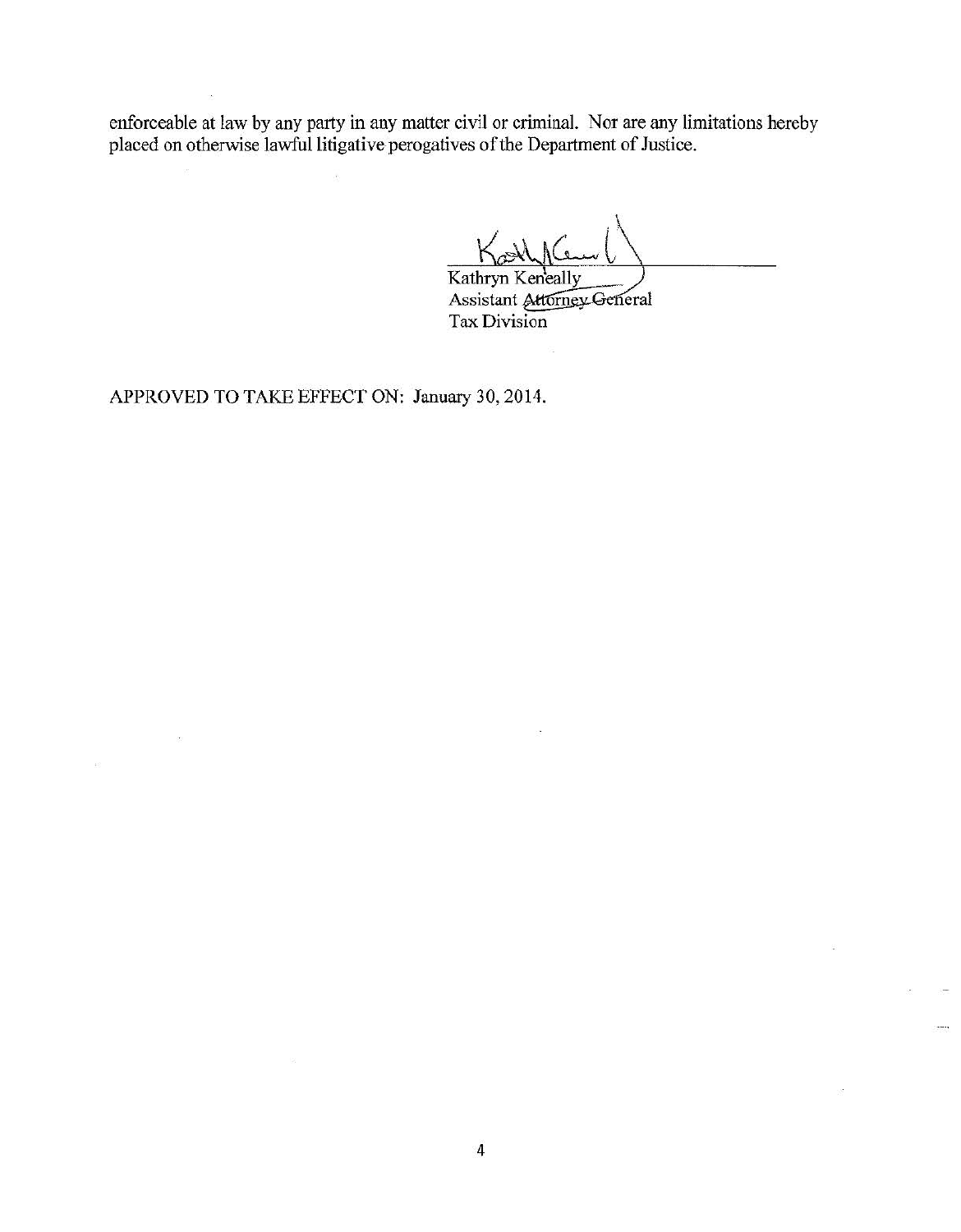enforceable at law by any party in any matter civil or criminal. Nor are any limitations hereby placed on otherwise lawful litigative perogatives of the Department of Justice.

Kathryn Keneally
Assistant Attorney General
Tax Division

APPROVED TO TAKE EFFECT ON: January 30, 2014.